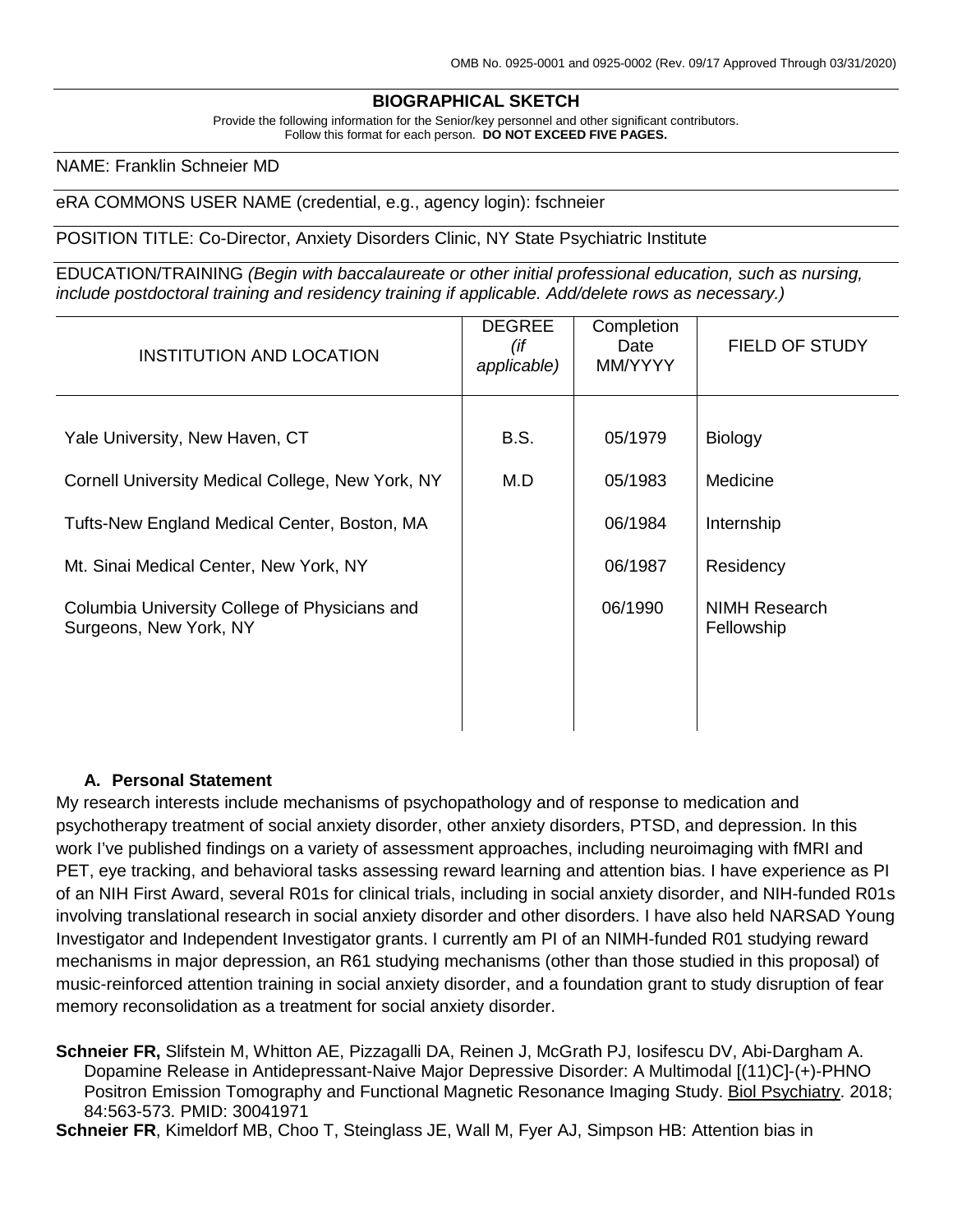OMB No. 0925-0001 and 0925-0002 (Rev. 09/17 Approved Through 03/31/2020)

## BIOGRAPHICAL SKETCH

Provide the following information for the Senior/key personnel and other significant contributors.
Follow this format for each person. **DO NOT EXCEED FIVE PAGES.**

NAME: Franklin Schneier MD

eRA COMMONS USER NAME (credential, e.g., agency login): fschneier

POSITION TITLE: Co-Director, Anxiety Disorders Clinic, NY State Psychiatric Institute

EDUCATION/TRAINING *(Begin with baccalaureate or other initial professional education, such as nursing, include postdoctoral training and residency training if applicable. Add/delete rows as necessary.)*

| INSTITUTION AND LOCATION | DEGREE *(if applicable)* | Completion Date MM/YYYY | FIELD OF STUDY |
|---|---|---|---|
| Yale University, New Haven, CT | B.S. | 05/1979 | Biology |
| Cornell University Medical College, New York, NY | M.D | 05/1983 | Medicine |
| Tufts-New England Medical Center, Boston, MA | | 06/1984 | Internship |
| Mt. Sinai Medical Center, New York, NY | | 06/1987 | Residency |
| Columbia University College of Physicians and Surgeons, New York, NY | | 06/1990 | NIMH Research Fellowship |

### A. Personal Statement

My research interests include mechanisms of psychopathology and of response to medication and psychotherapy treatment of social anxiety disorder, other anxiety disorders, PTSD, and depression. In this work I've published findings on a variety of assessment approaches, including neuroimaging with fMRI and PET, eye tracking, and behavioral tasks assessing reward learning and attention bias. I have experience as PI of an NIH First Award, several R01s for clinical trials, including in social anxiety disorder, and NIH-funded R01s involving translational research in social anxiety disorder and other disorders. I have also held NARSAD Young Investigator and Independent Investigator grants. I currently am PI of an NIMH-funded R01 studying reward mechanisms in major depression, an R61 studying mechanisms (other than those studied in this proposal) of music-reinforced attention training in social anxiety disorder, and a foundation grant to study disruption of fear memory reconsolidation as a treatment for social anxiety disorder.

**Schneier FR,** Slifstein M, Whitton AE, Pizzagalli DA, Reinen J, McGrath PJ, Iosifescu DV, Abi-Dargham A. Dopamine Release in Antidepressant-Naive Major Depressive Disorder: A Multimodal [(11)C]-(+)-PHNO Positron Emission Tomography and Functional Magnetic Resonance Imaging Study. Biol Psychiatry. 2018; 84:563-573. PMID: 30041971

**Schneier FR**, Kimeldorf MB, Choo T, Steinglass JE, Wall M, Fyer AJ, Simpson HB: Attention bias in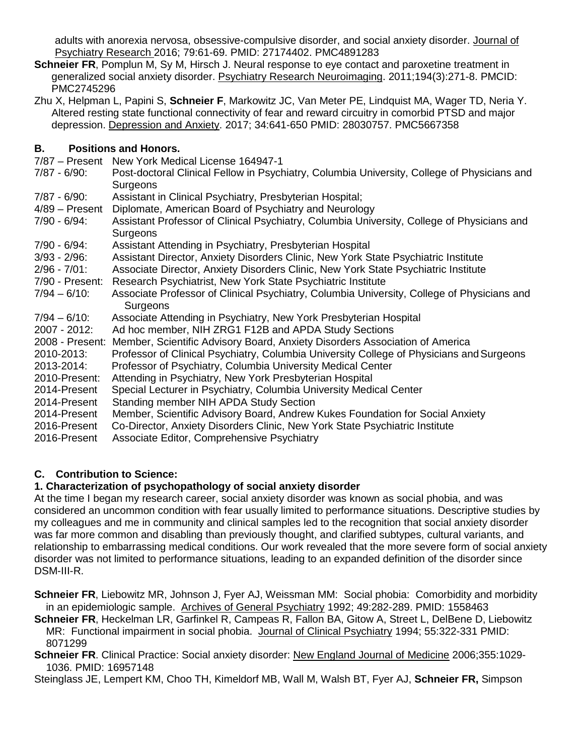adults with anorexia nervosa, obsessive-compulsive disorder, and social anxiety disorder. Journal of Psychiatry Research 2016; 79:61-69. PMID: 27174402. PMC4891283

**Schneier FR**, Pomplun M, Sy M, Hirsch J. Neural response to eye contact and paroxetine treatment in generalized social anxiety disorder. Psychiatry Research Neuroimaging. 2011;194(3):271-8. PMCID: PMC2745296

Zhu X, Helpman L, Papini S, **Schneier F**, Markowitz JC, Van Meter PE, Lindquist MA, Wager TD, Neria Y. Altered resting state functional connectivity of fear and reward circuitry in comorbid PTSD and major depression. Depression and Anxiety. 2017; 34:641-650 PMID: 28030757. PMC5667358

### B. Positions and Honors.

7/87 – Present New York Medical License 164947-1
7/87 - 6/90: Post-doctoral Clinical Fellow in Psychiatry, Columbia University, College of Physicians and Surgeons
7/87 - 6/90: Assistant in Clinical Psychiatry, Presbyterian Hospital;
4/89 – Present Diplomate, American Board of Psychiatry and Neurology
7/90 - 6/94: Assistant Professor of Clinical Psychiatry, Columbia University, College of Physicians and Surgeons
7/90 - 6/94: Assistant Attending in Psychiatry, Presbyterian Hospital
3/93 - 2/96: Assistant Director, Anxiety Disorders Clinic, New York State Psychiatric Institute
2/96 - 7/01: Associate Director, Anxiety Disorders Clinic, New York State Psychiatric Institute
7/90 - Present: Research Psychiatrist, New York State Psychiatric Institute
7/94 – 6/10: Associate Professor of Clinical Psychiatry, Columbia University, College of Physicians and Surgeons
7/94 – 6/10: Associate Attending in Psychiatry, New York Presbyterian Hospital
2007 - 2012: Ad hoc member, NIH ZRG1 F12B and APDA Study Sections
2008 - Present: Member, Scientific Advisory Board, Anxiety Disorders Association of America
2010-2013: Professor of Clinical Psychiatry, Columbia University College of Physicians and Surgeons
2013-2014: Professor of Psychiatry, Columbia University Medical Center
2010-Present: Attending in Psychiatry, New York Presbyterian Hospital
2014-Present Special Lecturer in Psychiatry, Columbia University Medical Center
2014-Present Standing member NIH APDA Study Section
2014-Present Member, Scientific Advisory Board, Andrew Kukes Foundation for Social Anxiety
2016-Present Co-Director, Anxiety Disorders Clinic, New York State Psychiatric Institute
2016-Present Associate Editor, Comprehensive Psychiatry

### C. Contribution to Science:

#### 1. Characterization of psychopathology of social anxiety disorder

At the time I began my research career, social anxiety disorder was known as social phobia, and was considered an uncommon condition with fear usually limited to performance situations. Descriptive studies by my colleagues and me in community and clinical samples led to the recognition that social anxiety disorder was far more common and disabling than previously thought, and clarified subtypes, cultural variants, and relationship to embarrassing medical conditions. Our work revealed that the more severe form of social anxiety disorder was not limited to performance situations, leading to an expanded definition of the disorder since DSM-III-R.

**Schneier FR**, Liebowitz MR, Johnson J, Fyer AJ, Weissman MM: Social phobia: Comorbidity and morbidity in an epidemiologic sample. Archives of General Psychiatry 1992; 49:282-289. PMID: 1558463

**Schneier FR**, Heckelman LR, Garfinkel R, Campeas R, Fallon BA, Gitow A, Street L, DelBene D, Liebowitz MR: Functional impairment in social phobia. Journal of Clinical Psychiatry 1994; 55:322-331 PMID: 8071299

**Schneier FR**. Clinical Practice: Social anxiety disorder: New England Journal of Medicine 2006;355:1029-1036. PMID: 16957148

Steinglass JE, Lempert KM, Choo TH, Kimeldorf MB, Wall M, Walsh BT, Fyer AJ, **Schneier FR,** Simpson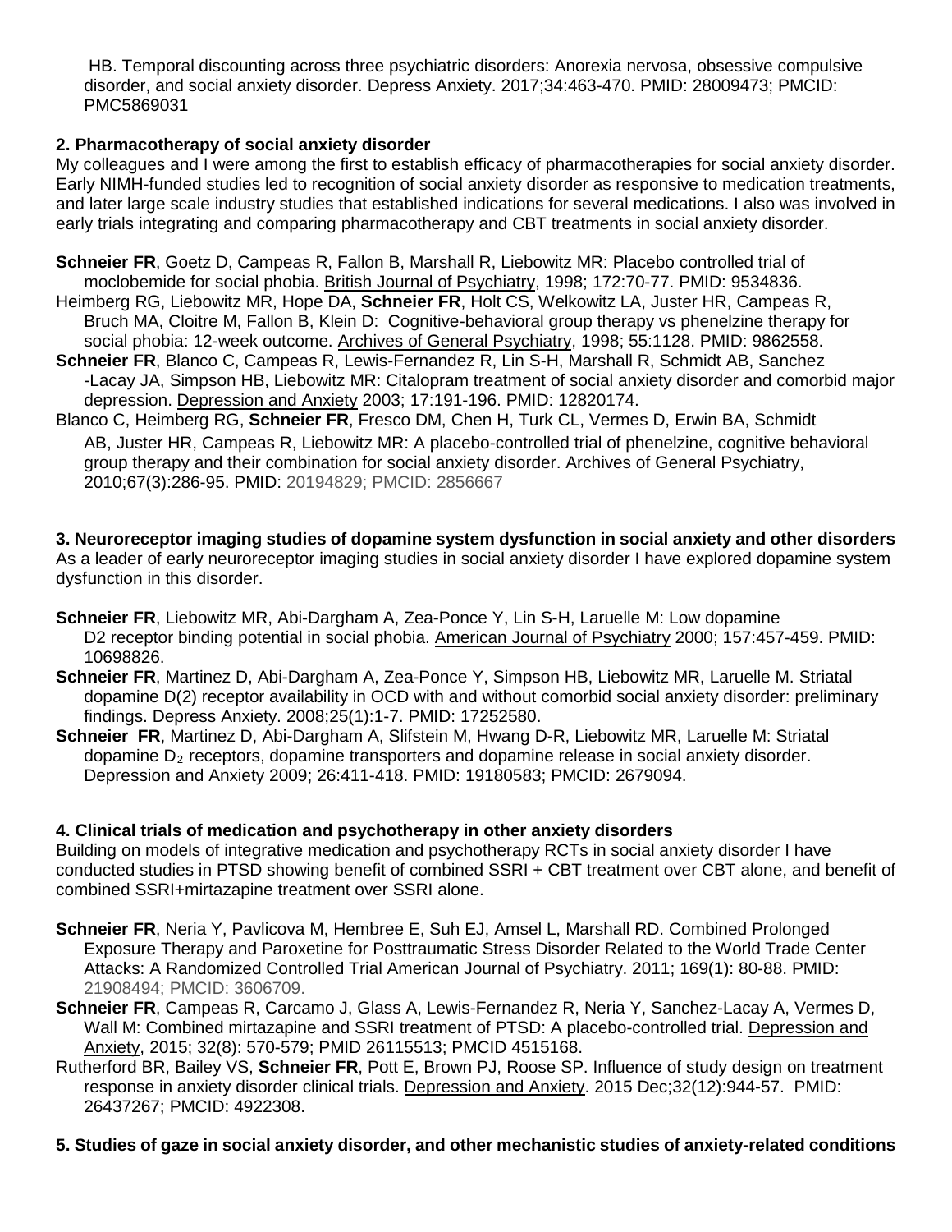HB. Temporal discounting across three psychiatric disorders: Anorexia nervosa, obsessive compulsive disorder, and social anxiety disorder. Depress Anxiety. 2017;34:463-470. PMID: 28009473; PMCID: PMC5869031

**2. Pharmacotherapy of social anxiety disorder**

My colleagues and I were among the first to establish efficacy of pharmacotherapies for social anxiety disorder. Early NIMH-funded studies led to recognition of social anxiety disorder as responsive to medication treatments, and later large scale industry studies that established indications for several medications. I also was involved in early trials integrating and comparing pharmacotherapy and CBT treatments in social anxiety disorder.

**Schneier FR**, Goetz D, Campeas R, Fallon B, Marshall R, Liebowitz MR: Placebo controlled trial of moclobemide for social phobia. British Journal of Psychiatry, 1998; 172:70-77. PMID: 9534836.

Heimberg RG, Liebowitz MR, Hope DA, **Schneier FR**, Holt CS, Welkowitz LA, Juster HR, Campeas R, Bruch MA, Cloitre M, Fallon B, Klein D: Cognitive-behavioral group therapy vs phenelzine therapy for social phobia: 12-week outcome. Archives of General Psychiatry, 1998; 55:1128. PMID: 9862558.

**Schneier FR**, Blanco C, Campeas R, Lewis-Fernandez R, Lin S-H, Marshall R, Schmidt AB, Sanchez -Lacay JA, Simpson HB, Liebowitz MR: Citalopram treatment of social anxiety disorder and comorbid major depression. Depression and Anxiety 2003; 17:191-196. PMID: 12820174.

Blanco C, Heimberg RG, **Schneier FR**, Fresco DM, Chen H, Turk CL, Vermes D, Erwin BA, Schmidt AB, Juster HR, Campeas R, Liebowitz MR: A placebo-controlled trial of phenelzine, cognitive behavioral group therapy and their combination for social anxiety disorder. Archives of General Psychiatry, 2010;67(3):286-95. PMID: 20194829; PMCID: 2856667

**3. Neuroreceptor imaging studies of dopamine system dysfunction in social anxiety and other disorders**

As a leader of early neuroreceptor imaging studies in social anxiety disorder I have explored dopamine system dysfunction in this disorder.

**Schneier FR**, Liebowitz MR, Abi-Dargham A, Zea-Ponce Y, Lin S-H, Laruelle M: Low dopamine D2 receptor binding potential in social phobia. American Journal of Psychiatry 2000; 157:457-459. PMID: 10698826.

**Schneier FR**, Martinez D, Abi-Dargham A, Zea-Ponce Y, Simpson HB, Liebowitz MR, Laruelle M. Striatal dopamine D(2) receptor availability in OCD with and without comorbid social anxiety disorder: preliminary findings. Depress Anxiety. 2008;25(1):1-7. PMID: 17252580.

**Schneier FR**, Martinez D, Abi-Dargham A, Slifstein M, Hwang D-R, Liebowitz MR, Laruelle M: Striatal dopamine $D_2$ receptors, dopamine transporters and dopamine release in social anxiety disorder. Depression and Anxiety 2009; 26:411-418. PMID: 19180583; PMCID: 2679094.

**4. Clinical trials of medication and psychotherapy in other anxiety disorders**

Building on models of integrative medication and psychotherapy RCTs in social anxiety disorder I have conducted studies in PTSD showing benefit of combined SSRI + CBT treatment over CBT alone, and benefit of combined SSRI+mirtazapine treatment over SSRI alone.

**Schneier FR**, Neria Y, Pavlicova M, Hembree E, Suh EJ, Amsel L, Marshall RD. Combined Prolonged Exposure Therapy and Paroxetine for Posttraumatic Stress Disorder Related to the World Trade Center Attacks: A Randomized Controlled Trial American Journal of Psychiatry. 2011; 169(1): 80-88. PMID: 21908494; PMCID: 3606709.

**Schneier FR**, Campeas R, Carcamo J, Glass A, Lewis-Fernandez R, Neria Y, Sanchez-Lacay A, Vermes D, Wall M: Combined mirtazapine and SSRI treatment of PTSD: A placebo-controlled trial. Depression and Anxiety, 2015; 32(8): 570-579; PMID 26115513; PMCID 4515168.

Rutherford BR, Bailey VS, **Schneier FR**, Pott E, Brown PJ, Roose SP. Influence of study design on treatment response in anxiety disorder clinical trials. Depression and Anxiety. 2015 Dec;32(12):944-57. PMID: 26437267; PMCID: 4922308.

**5. Studies of gaze in social anxiety disorder, and other mechanistic studies of anxiety-related conditions**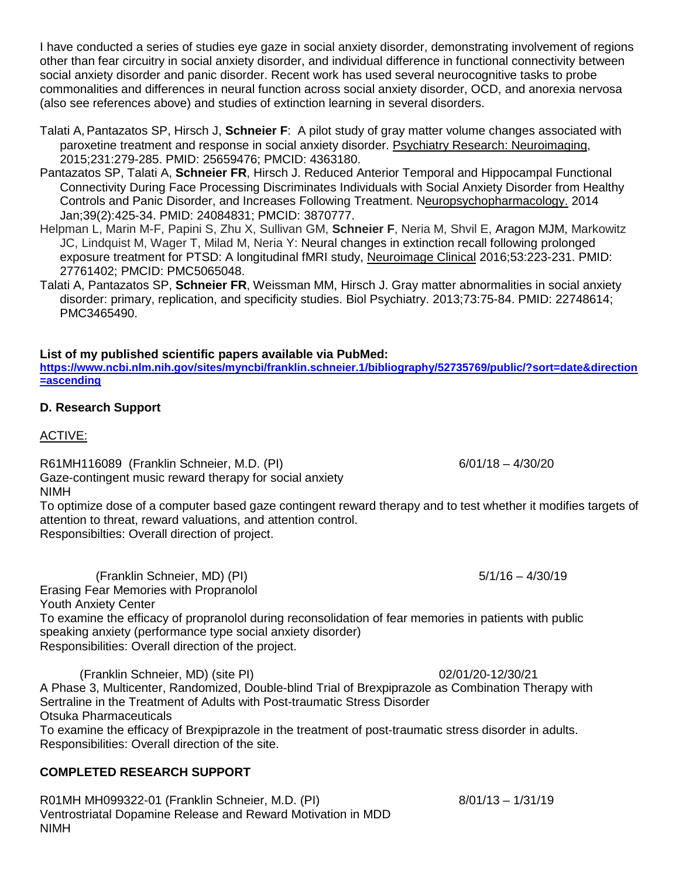I have conducted a series of studies eye gaze in social anxiety disorder, demonstrating involvement of regions other than fear circuitry in social anxiety disorder, and individual difference in functional connectivity between social anxiety disorder and panic disorder. Recent work has used several neurocognitive tasks to probe commonalities and differences in neural function across social anxiety disorder, OCD, and anorexia nervosa (also see references above) and studies of extinction learning in several disorders.

- Talati A, Pantazatos SP, Hirsch J, **Schneier F**: A pilot study of gray matter volume changes associated with paroxetine treatment and response in social anxiety disorder. Psychiatry Research: Neuroimaging, 2015;231:279-285. PMID: 25659476; PMCID: 4363180.
- Pantazatos SP, Talati A, **Schneier FR**, Hirsch J. Reduced Anterior Temporal and Hippocampal Functional Connectivity During Face Processing Discriminates Individuals with Social Anxiety Disorder from Healthy Controls and Panic Disorder, and Increases Following Treatment. Neuropsychopharmacology. 2014 Jan;39(2):425-34. PMID: 24084831; PMCID: 3870777.
- Helpman L, Marin M-F, Papini S, Zhu X, Sullivan GM, **Schneier F**, Neria M, Shvil E, Aragon MJM, Markowitz JC, Lindquist M, Wager T, Milad M, Neria Y: Neural changes in extinction recall following prolonged exposure treatment for PTSD: A longitudinal fMRI study, Neuroimage Clinical 2016;53:223-231. PMID: 27761402; PMCID: PMC5065048.
- Talati A, Pantazatos SP, **Schneier FR**, Weissman MM, Hirsch J. Gray matter abnormalities in social anxiety disorder: primary, replication, and specificity studies. Biol Psychiatry. 2013;73:75-84. PMID: 22748614; PMC3465490.

**List of my published scientific papers available via PubMed:**
**https://www.ncbi.nlm.nih.gov/sites/myncbi/franklin.schneier.1/bibliography/52735769/public/?sort=date&direction=ascending**

## D. Research Support

ACTIVE:

R61MH116089 (Franklin Schneier, M.D. (PI) 6/01/18 – 4/30/20
Gaze-contingent music reward therapy for social anxiety
NIMH
To optimize dose of a computer based gaze contingent reward therapy and to test whether it modifies targets of attention to threat, reward valuations, and attention control.
Responsibilties: Overall direction of project.

(Franklin Schneier, MD) (PI) 5/1/16 – 4/30/19
Erasing Fear Memories with Propranolol
Youth Anxiety Center
To examine the efficacy of propranolol during reconsolidation of fear memories in patients with public speaking anxiety (performance type social anxiety disorder)
Responsibilities: Overall direction of the project.

(Franklin Schneier, MD) (site PI) 02/01/20-12/30/21
A Phase 3, Multicenter, Randomized, Double-blind Trial of Brexpiprazole as Combination Therapy with Sertraline in the Treatment of Adults with Post-traumatic Stress Disorder
Otsuka Pharmaceuticals
To examine the efficacy of Brexpiprazole in the treatment of post-traumatic stress disorder in adults.
Responsibilities: Overall direction of the site.

**COMPLETED RESEARCH SUPPORT**

R01MH MH099322-01 (Franklin Schneier, M.D. (PI) 8/01/13 – 1/31/19
Ventrostriatal Dopamine Release and Reward Motivation in MDD
NIMH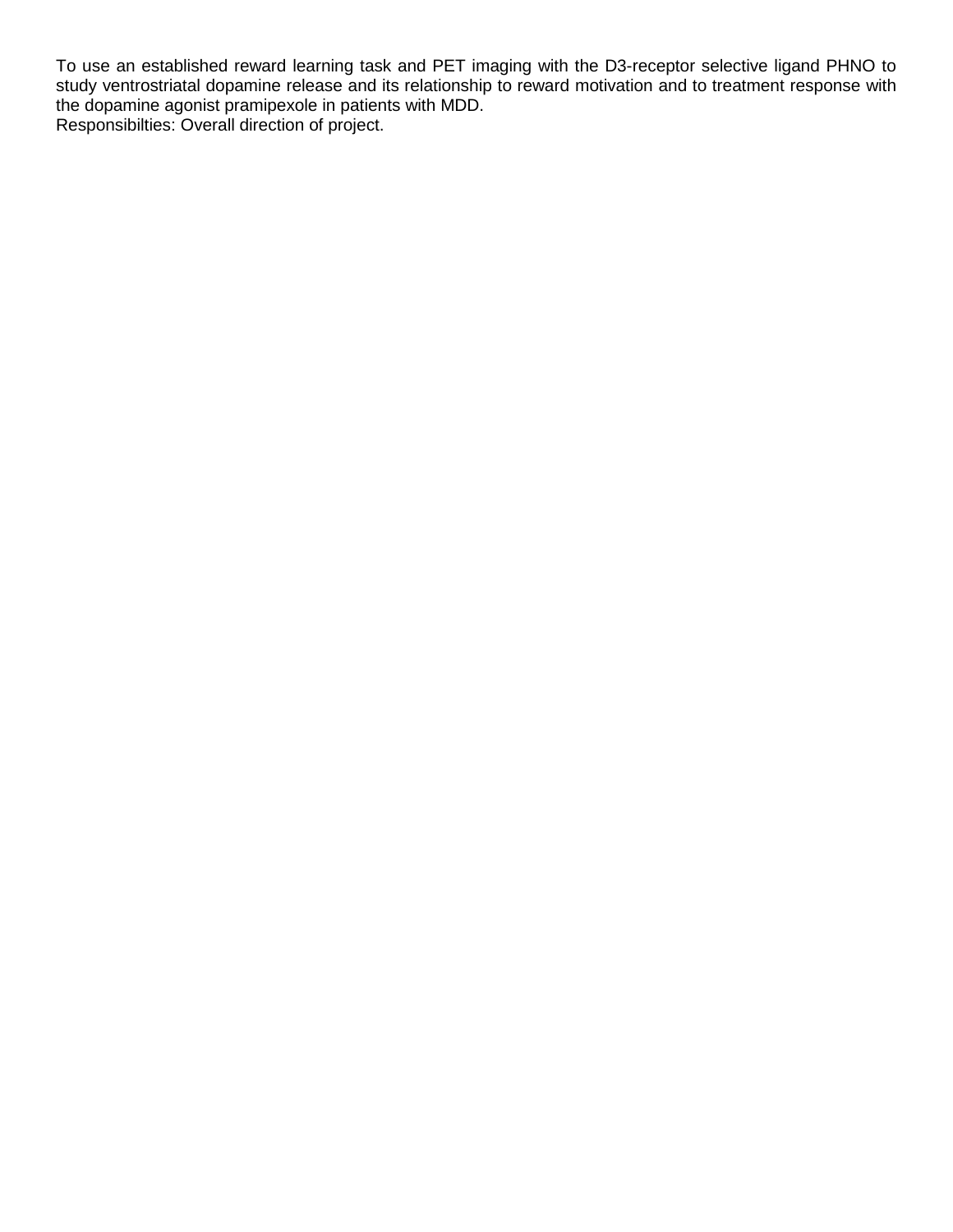To use an established reward learning task and PET imaging with the D3-receptor selective ligand PHNO to study ventrostriatal dopamine release and its relationship to reward motivation and to treatment response with the dopamine agonist pramipexole in patients with MDD.

Responsibilties: Overall direction of project.